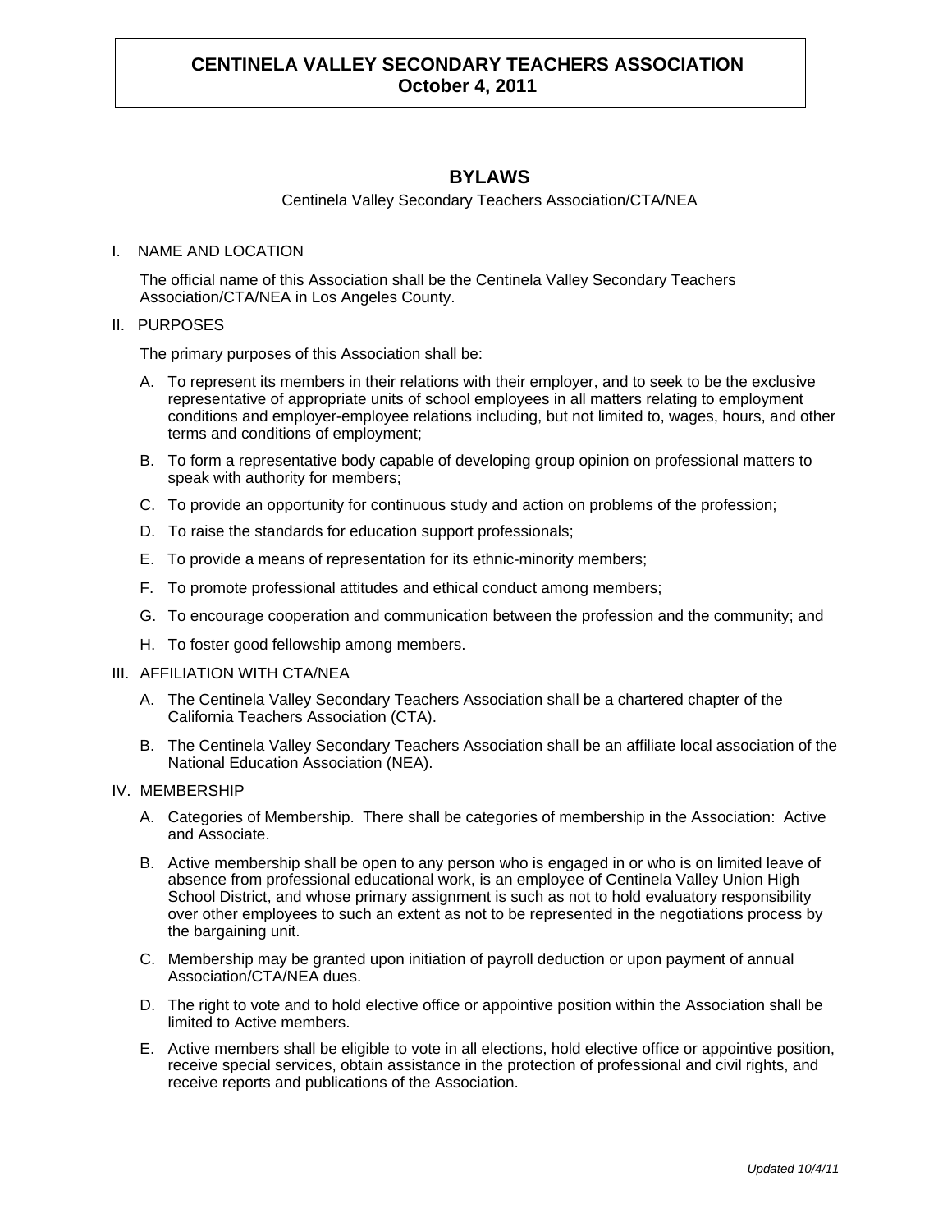# CENTINELA VALLEY SECONDARY TEACHERS ASSOCIATION
**October 4, 2011**

## BYLAWS

Centinela Valley Secondary Teachers Association/CTA/NEA

### I. NAME AND LOCATION

The official name of this Association shall be the Centinela Valley Secondary Teachers Association/CTA/NEA in Los Angeles County.

### II. PURPOSES

The primary purposes of this Association shall be:

A. To represent its members in their relations with their employer, and to seek to be the exclusive representative of appropriate units of school employees in all matters relating to employment conditions and employer-employee relations including, but not limited to, wages, hours, and other terms and conditions of employment;

B. To form a representative body capable of developing group opinion on professional matters to speak with authority for members;

C. To provide an opportunity for continuous study and action on problems of the profession;

D. To raise the standards for education support professionals;

E. To provide a means of representation for its ethnic-minority members;

F. To promote professional attitudes and ethical conduct among members;

G. To encourage cooperation and communication between the profession and the community; and

H. To foster good fellowship among members.

### III. AFFILIATION WITH CTA/NEA

A. The Centinela Valley Secondary Teachers Association shall be a chartered chapter of the California Teachers Association (CTA).

B. The Centinela Valley Secondary Teachers Association shall be an affiliate local association of the National Education Association (NEA).

### IV. MEMBERSHIP

A. Categories of Membership. There shall be categories of membership in the Association: Active and Associate.

B. Active membership shall be open to any person who is engaged in or who is on limited leave of absence from professional educational work, is an employee of Centinela Valley Union High School District, and whose primary assignment is such as not to hold evaluatory responsibility over other employees to such an extent as not to be represented in the negotiations process by the bargaining unit.

C. Membership may be granted upon initiation of payroll deduction or upon payment of annual Association/CTA/NEA dues.

D. The right to vote and to hold elective office or appointive position within the Association shall be limited to Active members.

E. Active members shall be eligible to vote in all elections, hold elective office or appointive position, receive special services, obtain assistance in the protection of professional and civil rights, and receive reports and publications of the Association.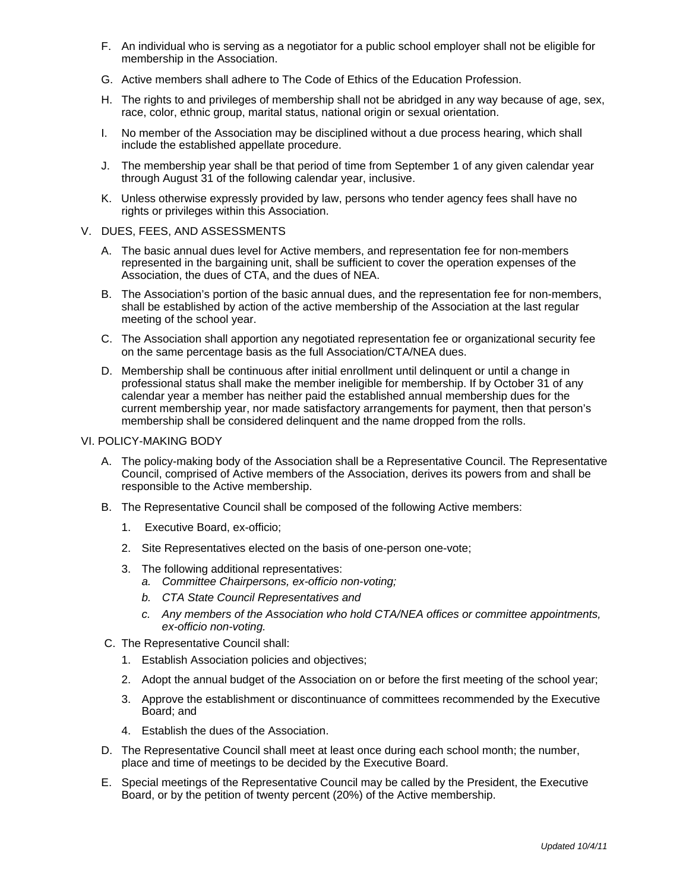F. An individual who is serving as a negotiator for a public school employer shall not be eligible for membership in the Association.

G. Active members shall adhere to The Code of Ethics of the Education Profession.

H. The rights to and privileges of membership shall not be abridged in any way because of age, sex, race, color, ethnic group, marital status, national origin or sexual orientation.

I. No member of the Association may be disciplined without a due process hearing, which shall include the established appellate procedure.

J. The membership year shall be that period of time from September 1 of any given calendar year through August 31 of the following calendar year, inclusive.

K. Unless otherwise expressly provided by law, persons who tender agency fees shall have no rights or privileges within this Association.

V. DUES, FEES, AND ASSESSMENTS

A. The basic annual dues level for Active members, and representation fee for non-members represented in the bargaining unit, shall be sufficient to cover the operation expenses of the Association, the dues of CTA, and the dues of NEA.

B. The Association's portion of the basic annual dues, and the representation fee for non-members, shall be established by action of the active membership of the Association at the last regular meeting of the school year.

C. The Association shall apportion any negotiated representation fee or organizational security fee on the same percentage basis as the full Association/CTA/NEA dues.

D. Membership shall be continuous after initial enrollment until delinquent or until a change in professional status shall make the member ineligible for membership. If by October 31 of any calendar year a member has neither paid the established annual membership dues for the current membership year, nor made satisfactory arrangements for payment, then that person's membership shall be considered delinquent and the name dropped from the rolls.

VI. POLICY-MAKING BODY

A. The policy-making body of the Association shall be a Representative Council. The Representative Council, comprised of Active members of the Association, derives its powers from and shall be responsible to the Active membership.

B. The Representative Council shall be composed of the following Active members:

1. Executive Board, ex-officio;

2. Site Representatives elected on the basis of one-person one-vote;

3. The following additional representatives:
   a. *Committee Chairpersons, ex-officio non-voting;*
   b. *CTA State Council Representatives and*
   c. *Any members of the Association who hold CTA/NEA offices or committee appointments, ex-officio non-voting.*

C. The Representative Council shall:

1. Establish Association policies and objectives;

2. Adopt the annual budget of the Association on or before the first meeting of the school year;

3. Approve the establishment or discontinuance of committees recommended by the Executive Board; and

4. Establish the dues of the Association.

D. The Representative Council shall meet at least once during each school month; the number, place and time of meetings to be decided by the Executive Board.

E. Special meetings of the Representative Council may be called by the President, the Executive Board, or by the petition of twenty percent (20%) of the Active membership.

*Updated 10/4/11*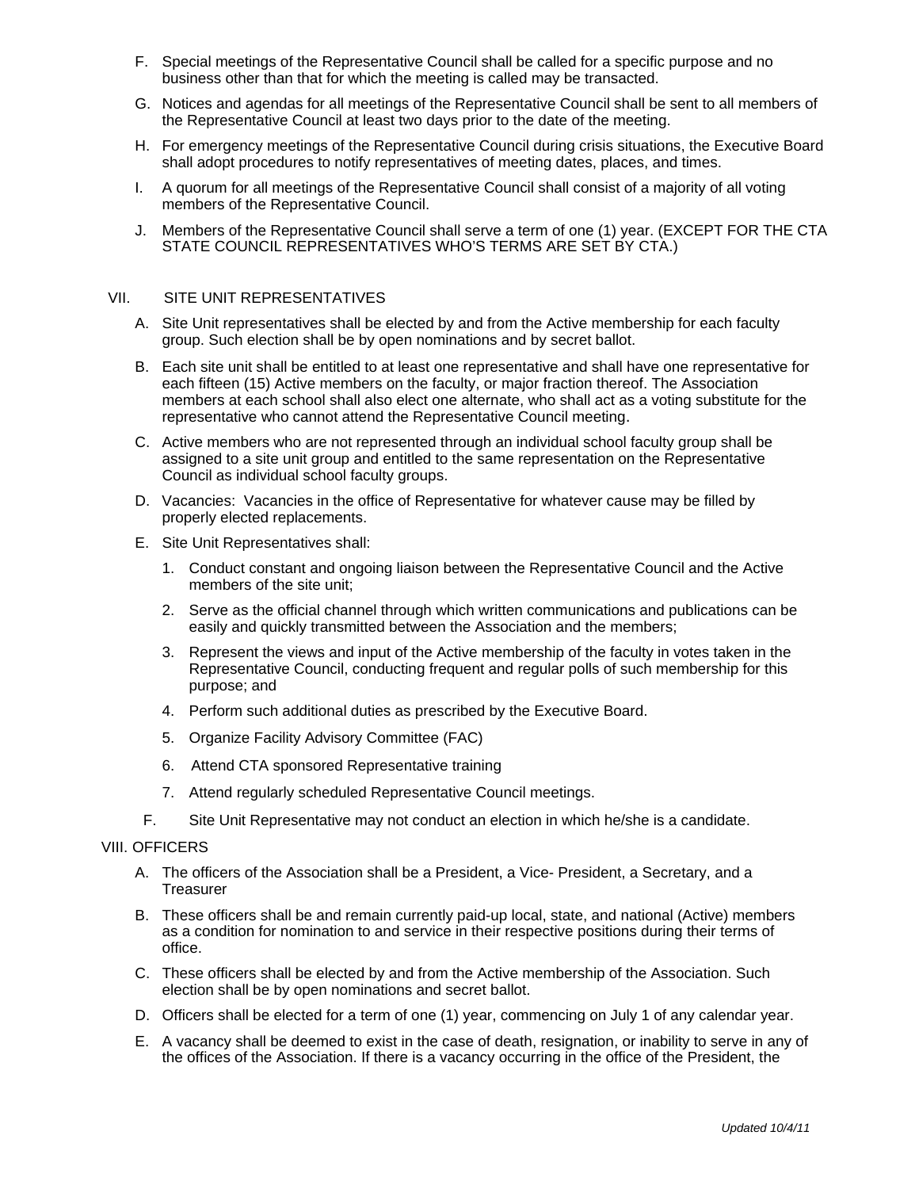F. Special meetings of the Representative Council shall be called for a specific purpose and no business other than that for which the meeting is called may be transacted.

G. Notices and agendas for all meetings of the Representative Council shall be sent to all members of the Representative Council at least two days prior to the date of the meeting.

H. For emergency meetings of the Representative Council during crisis situations, the Executive Board shall adopt procedures to notify representatives of meeting dates, places, and times.

I. A quorum for all meetings of the Representative Council shall consist of a majority of all voting members of the Representative Council.

J. Members of the Representative Council shall serve a term of one (1) year. (EXCEPT FOR THE CTA STATE COUNCIL REPRESENTATIVES WHO'S TERMS ARE SET BY CTA.)

## VII. SITE UNIT REPRESENTATIVES

A. Site Unit representatives shall be elected by and from the Active membership for each faculty group. Such election shall be by open nominations and by secret ballot.

B. Each site unit shall be entitled to at least one representative and shall have one representative for each fifteen (15) Active members on the faculty, or major fraction thereof. The Association members at each school shall also elect one alternate, who shall act as a voting substitute for the representative who cannot attend the Representative Council meeting.

C. Active members who are not represented through an individual school faculty group shall be assigned to a site unit group and entitled to the same representation on the Representative Council as individual school faculty groups.

D. Vacancies: Vacancies in the office of Representative for whatever cause may be filled by properly elected replacements.

E. Site Unit Representatives shall:

1. Conduct constant and ongoing liaison between the Representative Council and the Active members of the site unit;
2. Serve as the official channel through which written communications and publications can be easily and quickly transmitted between the Association and the members;
3. Represent the views and input of the Active membership of the faculty in votes taken in the Representative Council, conducting frequent and regular polls of such membership for this purpose; and
4. Perform such additional duties as prescribed by the Executive Board.
5. Organize Facility Advisory Committee (FAC)
6. Attend CTA sponsored Representative training
7. Attend regularly scheduled Representative Council meetings.

F. Site Unit Representative may not conduct an election in which he/she is a candidate.

## VIII. OFFICERS

A. The officers of the Association shall be a President, a Vice- President, a Secretary, and a Treasurer

B. These officers shall be and remain currently paid-up local, state, and national (Active) members as a condition for nomination to and service in their respective positions during their terms of office.

C. These officers shall be elected by and from the Active membership of the Association. Such election shall be by open nominations and secret ballot.

D. Officers shall be elected for a term of one (1) year, commencing on July 1 of any calendar year.

E. A vacancy shall be deemed to exist in the case of death, resignation, or inability to serve in any of the offices of the Association. If there is a vacancy occurring in the office of the President, the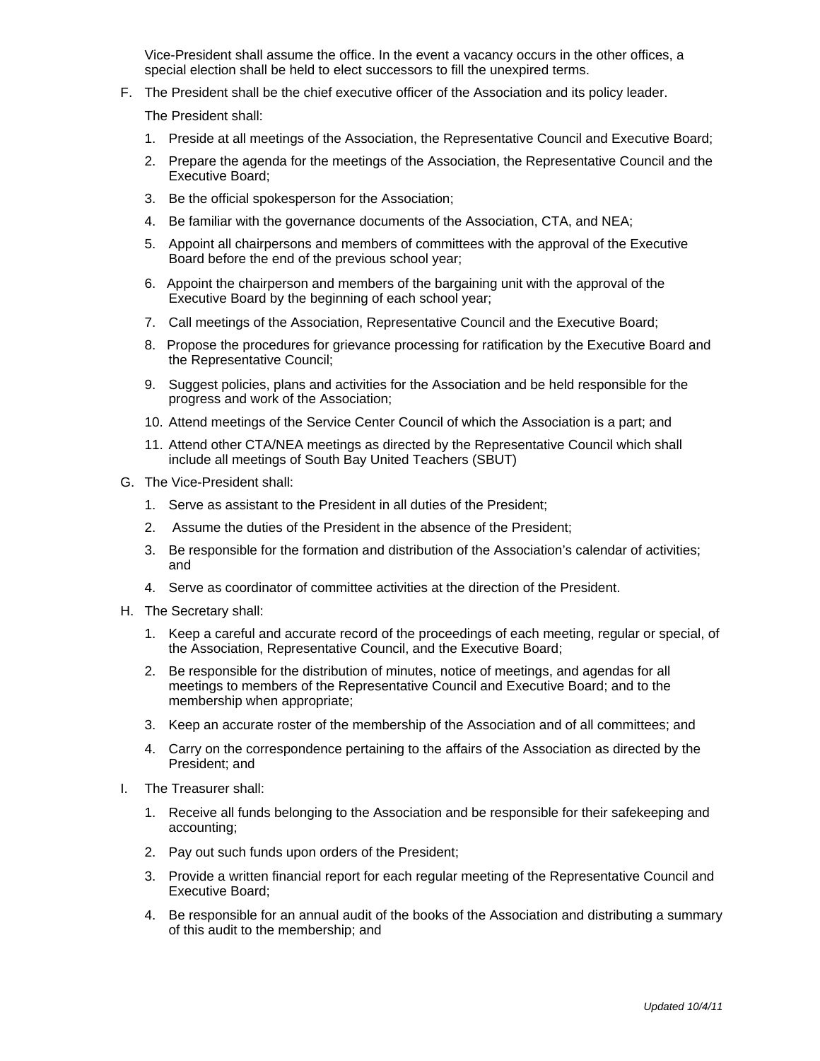Vice-President shall assume the office. In the event a vacancy occurs in the other offices, a special election shall be held to elect successors to fill the unexpired terms.

F. The President shall be the chief executive officer of the Association and its policy leader.

   The President shall:

   1. Preside at all meetings of the Association, the Representative Council and Executive Board;
   2. Prepare the agenda for the meetings of the Association, the Representative Council and the Executive Board;
   3. Be the official spokesperson for the Association;
   4. Be familiar with the governance documents of the Association, CTA, and NEA;
   5. Appoint all chairpersons and members of committees with the approval of the Executive Board before the end of the previous school year;
   6. Appoint the chairperson and members of the bargaining unit with the approval of the Executive Board by the beginning of each school year;
   7. Call meetings of the Association, Representative Council and the Executive Board;
   8. Propose the procedures for grievance processing for ratification by the Executive Board and the Representative Council;
   9. Suggest policies, plans and activities for the Association and be held responsible for the progress and work of the Association;
   10. Attend meetings of the Service Center Council of which the Association is a part; and
   11. Attend other CTA/NEA meetings as directed by the Representative Council which shall include all meetings of South Bay United Teachers (SBUT)

G. The Vice-President shall:

   1. Serve as assistant to the President in all duties of the President;
   2. Assume the duties of the President in the absence of the President;
   3. Be responsible for the formation and distribution of the Association's calendar of activities; and
   4. Serve as coordinator of committee activities at the direction of the President.

H. The Secretary shall:

   1. Keep a careful and accurate record of the proceedings of each meeting, regular or special, of the Association, Representative Council, and the Executive Board;
   2. Be responsible for the distribution of minutes, notice of meetings, and agendas for all meetings to members of the Representative Council and Executive Board; and to the membership when appropriate;
   3. Keep an accurate roster of the membership of the Association and of all committees; and
   4. Carry on the correspondence pertaining to the affairs of the Association as directed by the President; and

I. The Treasurer shall:

   1. Receive all funds belonging to the Association and be responsible for their safekeeping and accounting;
   2. Pay out such funds upon orders of the President;
   3. Provide a written financial report for each regular meeting of the Representative Council and Executive Board;
   4. Be responsible for an annual audit of the books of the Association and distributing a summary of this audit to the membership; and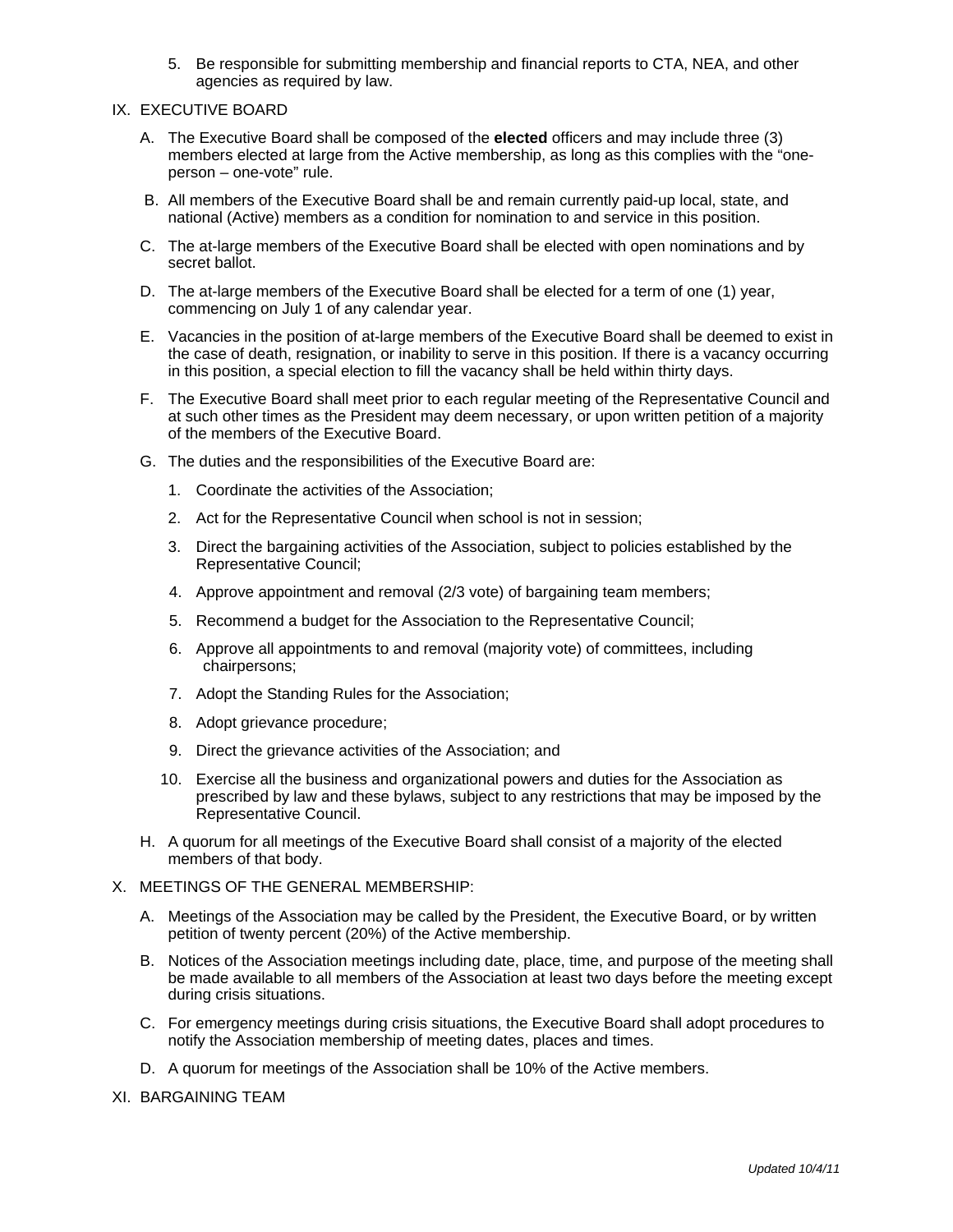5. Be responsible for submitting membership and financial reports to CTA, NEA, and other agencies as required by law.

## IX. EXECUTIVE BOARD

A. The Executive Board shall be composed of the **elected** officers and may include three (3) members elected at large from the Active membership, as long as this complies with the "one-person – one-vote" rule.

B. All members of the Executive Board shall be and remain currently paid-up local, state, and national (Active) members as a condition for nomination to and service in this position.

C. The at-large members of the Executive Board shall be elected with open nominations and by secret ballot.

D. The at-large members of the Executive Board shall be elected for a term of one (1) year, commencing on July 1 of any calendar year.

E. Vacancies in the position of at-large members of the Executive Board shall be deemed to exist in the case of death, resignation, or inability to serve in this position. If there is a vacancy occurring in this position, a special election to fill the vacancy shall be held within thirty days.

F. The Executive Board shall meet prior to each regular meeting of the Representative Council and at such other times as the President may deem necessary, or upon written petition of a majority of the members of the Executive Board.

G. The duties and the responsibilities of the Executive Board are:

1. Coordinate the activities of the Association;
2. Act for the Representative Council when school is not in session;
3. Direct the bargaining activities of the Association, subject to policies established by the Representative Council;
4. Approve appointment and removal (2/3 vote) of bargaining team members;
5. Recommend a budget for the Association to the Representative Council;
6. Approve all appointments to and removal (majority vote) of committees, including chairpersons;
7. Adopt the Standing Rules for the Association;
8. Adopt grievance procedure;
9. Direct the grievance activities of the Association; and
10. Exercise all the business and organizational powers and duties for the Association as prescribed by law and these bylaws, subject to any restrictions that may be imposed by the Representative Council.

H. A quorum for all meetings of the Executive Board shall consist of a majority of the elected members of that body.

## X. MEETINGS OF THE GENERAL MEMBERSHIP:

A. Meetings of the Association may be called by the President, the Executive Board, or by written petition of twenty percent (20%) of the Active membership.

B. Notices of the Association meetings including date, place, time, and purpose of the meeting shall be made available to all members of the Association at least two days before the meeting except during crisis situations.

C. For emergency meetings during crisis situations, the Executive Board shall adopt procedures to notify the Association membership of meeting dates, places and times.

D. A quorum for meetings of the Association shall be 10% of the Active members.

## XI. BARGAINING TEAM

*Updated 10/4/11*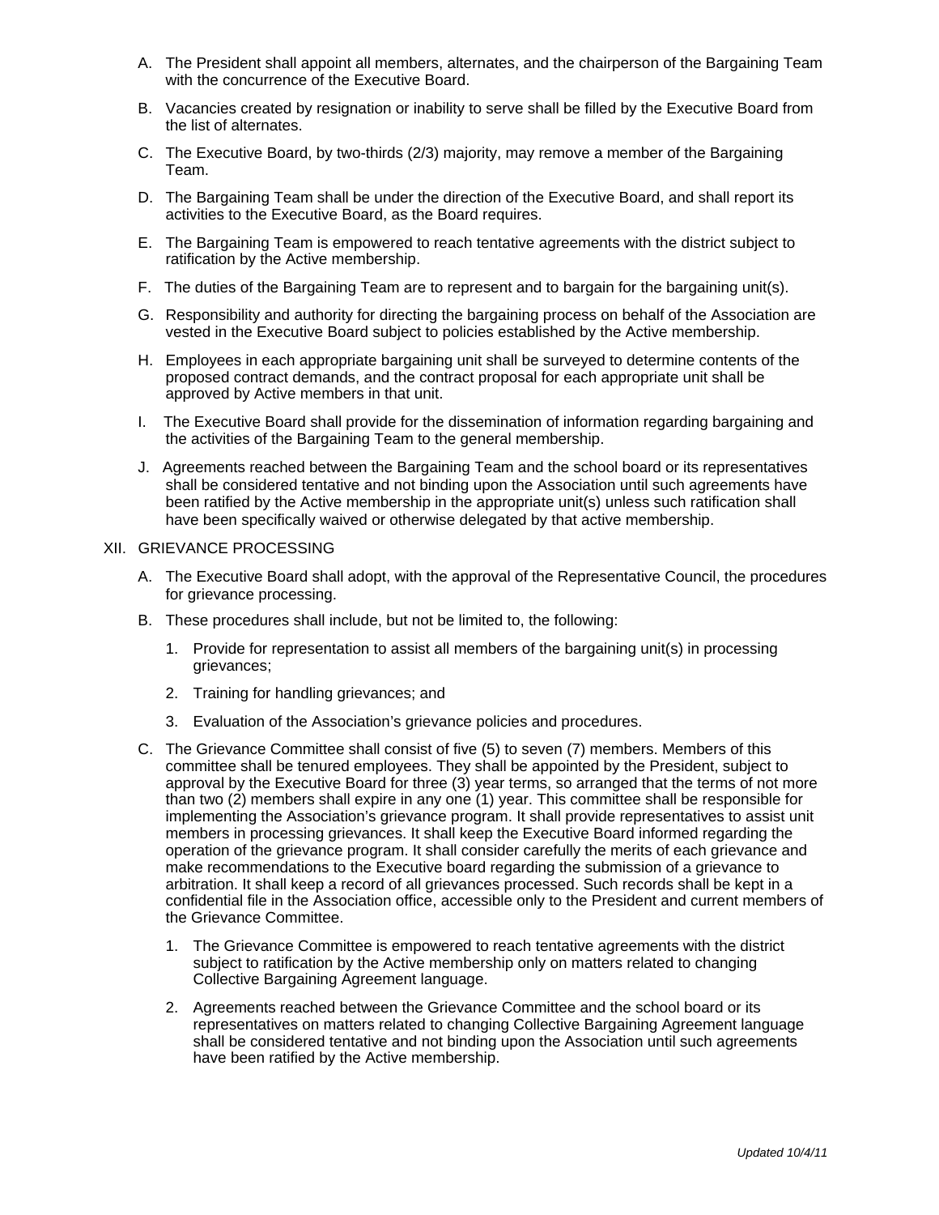A. The President shall appoint all members, alternates, and the chairperson of the Bargaining Team with the concurrence of the Executive Board.

B. Vacancies created by resignation or inability to serve shall be filled by the Executive Board from the list of alternates.

C. The Executive Board, by two-thirds (2/3) majority, may remove a member of the Bargaining Team.

D. The Bargaining Team shall be under the direction of the Executive Board, and shall report its activities to the Executive Board, as the Board requires.

E. The Bargaining Team is empowered to reach tentative agreements with the district subject to ratification by the Active membership.

F. The duties of the Bargaining Team are to represent and to bargain for the bargaining unit(s).

G. Responsibility and authority for directing the bargaining process on behalf of the Association are vested in the Executive Board subject to policies established by the Active membership.

H. Employees in each appropriate bargaining unit shall be surveyed to determine contents of the proposed contract demands, and the contract proposal for each appropriate unit shall be approved by Active members in that unit.

I. The Executive Board shall provide for the dissemination of information regarding bargaining and the activities of the Bargaining Team to the general membership.

J. Agreements reached between the Bargaining Team and the school board or its representatives shall be considered tentative and not binding upon the Association until such agreements have been ratified by the Active membership in the appropriate unit(s) unless such ratification shall have been specifically waived or otherwise delegated by that active membership.

XII. GRIEVANCE PROCESSING

A. The Executive Board shall adopt, with the approval of the Representative Council, the procedures for grievance processing.

B. These procedures shall include, but not be limited to, the following:

1. Provide for representation to assist all members of the bargaining unit(s) in processing grievances;
2. Training for handling grievances; and
3. Evaluation of the Association's grievance policies and procedures.

C. The Grievance Committee shall consist of five (5) to seven (7) members. Members of this committee shall be tenured employees. They shall be appointed by the President, subject to approval by the Executive Board for three (3) year terms, so arranged that the terms of not more than two (2) members shall expire in any one (1) year. This committee shall be responsible for implementing the Association's grievance program. It shall provide representatives to assist unit members in processing grievances. It shall keep the Executive Board informed regarding the operation of the grievance program. It shall consider carefully the merits of each grievance and make recommendations to the Executive board regarding the submission of a grievance to arbitration. It shall keep a record of all grievances processed. Such records shall be kept in a confidential file in the Association office, accessible only to the President and current members of the Grievance Committee.

1. The Grievance Committee is empowered to reach tentative agreements with the district subject to ratification by the Active membership only on matters related to changing Collective Bargaining Agreement language.
2. Agreements reached between the Grievance Committee and the school board or its representatives on matters related to changing Collective Bargaining Agreement language shall be considered tentative and not binding upon the Association until such agreements have been ratified by the Active membership.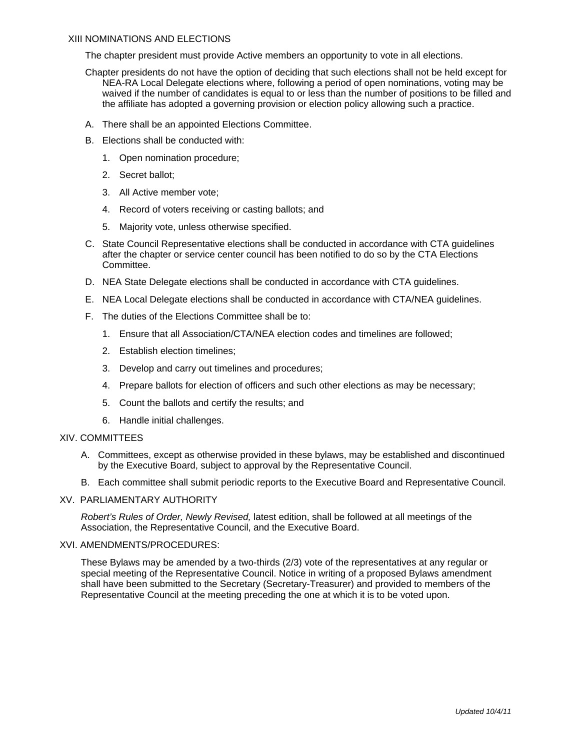## XIII NOMINATIONS AND ELECTIONS

The chapter president must provide Active members an opportunity to vote in all elections.

Chapter presidents do not have the option of deciding that such elections shall not be held except for NEA-RA Local Delegate elections where, following a period of open nominations, voting may be waived if the number of candidates is equal to or less than the number of positions to be filled and the affiliate has adopted a governing provision or election policy allowing such a practice.

A. There shall be an appointed Elections Committee.

B. Elections shall be conducted with:

   1. Open nomination procedure;
   2. Secret ballot;
   3. All Active member vote;
   4. Record of voters receiving or casting ballots; and
   5. Majority vote, unless otherwise specified.

C. State Council Representative elections shall be conducted in accordance with CTA guidelines after the chapter or service center council has been notified to do so by the CTA Elections Committee.

D. NEA State Delegate elections shall be conducted in accordance with CTA guidelines.

E. NEA Local Delegate elections shall be conducted in accordance with CTA/NEA guidelines.

F. The duties of the Elections Committee shall be to:

   1. Ensure that all Association/CTA/NEA election codes and timelines are followed;
   2. Establish election timelines;
   3. Develop and carry out timelines and procedures;
   4. Prepare ballots for election of officers and such other elections as may be necessary;
   5. Count the ballots and certify the results; and
   6. Handle initial challenges.

## XIV. COMMITTEES

A. Committees, except as otherwise provided in these bylaws, may be established and discontinued by the Executive Board, subject to approval by the Representative Council.

B. Each committee shall submit periodic reports to the Executive Board and Representative Council.

## XV. PARLIAMENTARY AUTHORITY

*Robert's Rules of Order, Newly Revised,* latest edition, shall be followed at all meetings of the Association, the Representative Council, and the Executive Board.

## XVI. AMENDMENTS/PROCEDURES:

These Bylaws may be amended by a two-thirds (2/3) vote of the representatives at any regular or special meeting of the Representative Council. Notice in writing of a proposed Bylaws amendment shall have been submitted to the Secretary (Secretary-Treasurer) and provided to members of the Representative Council at the meeting preceding the one at which it is to be voted upon.

*Updated 10/4/11*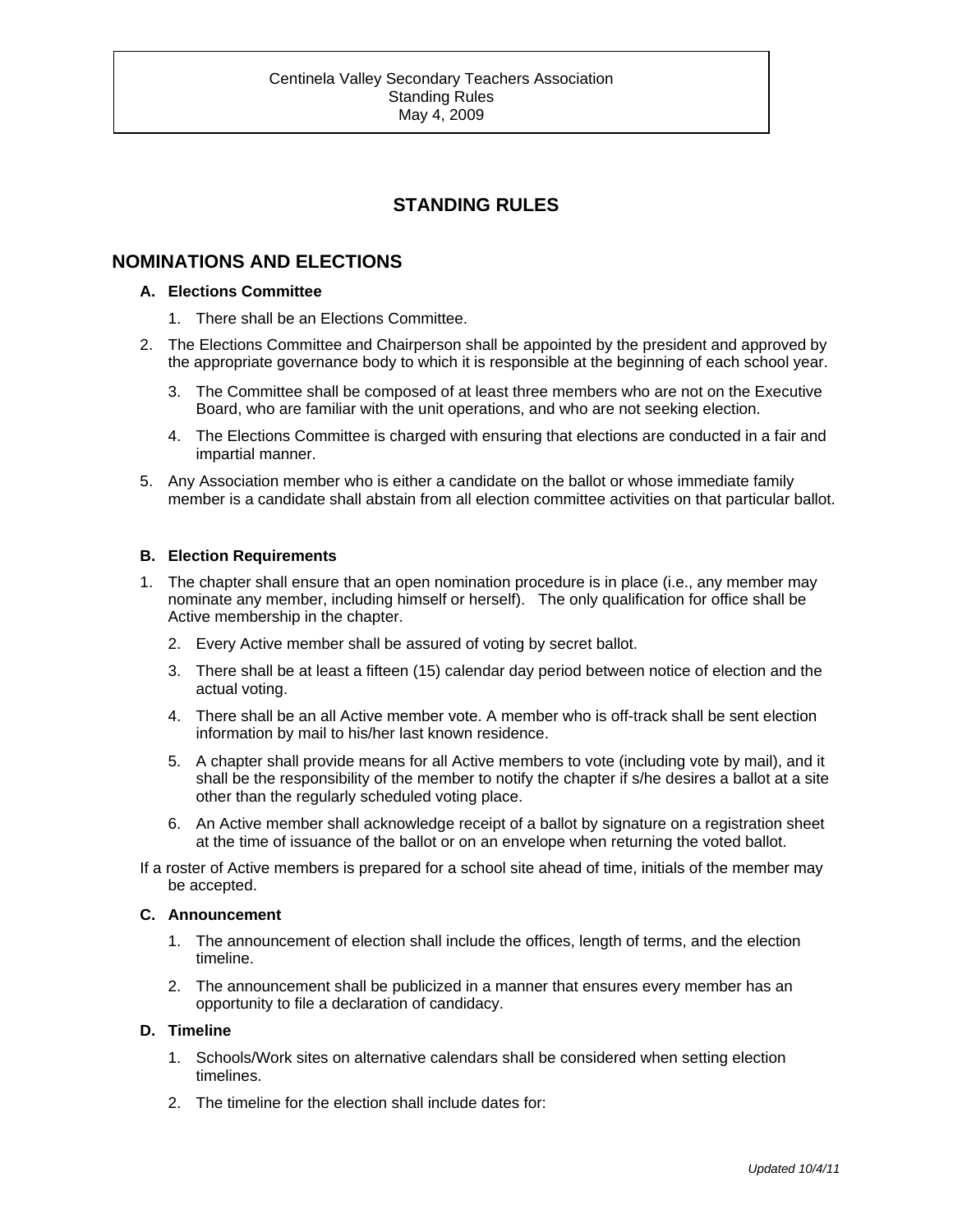# STANDING RULES

## NOMINATIONS AND ELECTIONS

**A. Elections Committee**

1. There shall be an Elections Committee.
2. The Elections Committee and Chairperson shall be appointed by the president and approved by the appropriate governance body to which it is responsible at the beginning of each school year.
3. The Committee shall be composed of at least three members who are not on the Executive Board, who are familiar with the unit operations, and who are not seeking election.
4. The Elections Committee is charged with ensuring that elections are conducted in a fair and impartial manner.
5. Any Association member who is either a candidate on the ballot or whose immediate family member is a candidate shall abstain from all election committee activities on that particular ballot.

**B. Election Requirements**

1. The chapter shall ensure that an open nomination procedure is in place (i.e., any member may nominate any member, including himself or herself). The only qualification for office shall be Active membership in the chapter.
2. Every Active member shall be assured of voting by secret ballot.
3. There shall be at least a fifteen (15) calendar day period between notice of election and the actual voting.
4. There shall be an all Active member vote. A member who is off-track shall be sent election information by mail to his/her last known residence.
5. A chapter shall provide means for all Active members to vote (including vote by mail), and it shall be the responsibility of the member to notify the chapter if s/he desires a ballot at a site other than the regularly scheduled voting place.
6. An Active member shall acknowledge receipt of a ballot by signature on a registration sheet at the time of issuance of the ballot or on an envelope when returning the voted ballot.

If a roster of Active members is prepared for a school site ahead of time, initials of the member may be accepted.

**C. Announcement**

1. The announcement of election shall include the offices, length of terms, and the election timeline.
2. The announcement shall be publicized in a manner that ensures every member has an opportunity to file a declaration of candidacy.

**D. Timeline**

1. Schools/Work sites on alternative calendars shall be considered when setting election timelines.
2. The timeline for the election shall include dates for: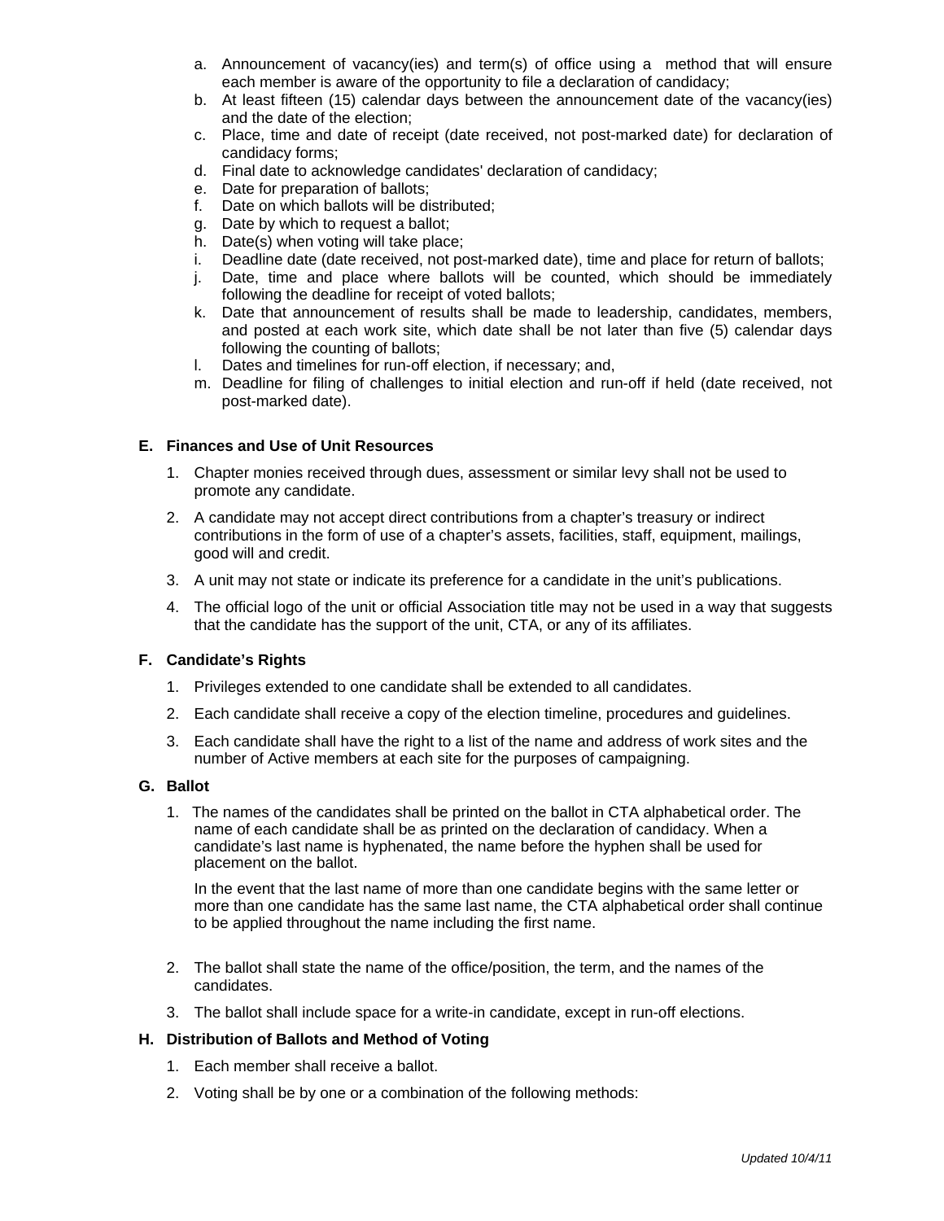a. Announcement of vacancy(ies) and term(s) of office using a method that will ensure each member is aware of the opportunity to file a declaration of candidacy;
b. At least fifteen (15) calendar days between the announcement date of the vacancy(ies) and the date of the election;
c. Place, time and date of receipt (date received, not post-marked date) for declaration of candidacy forms;
d. Final date to acknowledge candidates' declaration of candidacy;
e. Date for preparation of ballots;
f. Date on which ballots will be distributed;
g. Date by which to request a ballot;
h. Date(s) when voting will take place;
i. Deadline date (date received, not post-marked date), time and place for return of ballots;
j. Date, time and place where ballots will be counted, which should be immediately following the deadline for receipt of voted ballots;
k. Date that announcement of results shall be made to leadership, candidates, members, and posted at each work site, which date shall be not later than five (5) calendar days following the counting of ballots;
l. Dates and timelines for run-off election, if necessary; and,
m. Deadline for filing of challenges to initial election and run-off if held (date received, not post-marked date).

**E. Finances and Use of Unit Resources**

1. Chapter monies received through dues, assessment or similar levy shall not be used to promote any candidate.
2. A candidate may not accept direct contributions from a chapter's treasury or indirect contributions in the form of use of a chapter's assets, facilities, staff, equipment, mailings, good will and credit.
3. A unit may not state or indicate its preference for a candidate in the unit's publications.
4. The official logo of the unit or official Association title may not be used in a way that suggests that the candidate has the support of the unit, CTA, or any of its affiliates.

**F. Candidate's Rights**

1. Privileges extended to one candidate shall be extended to all candidates.
2. Each candidate shall receive a copy of the election timeline, procedures and guidelines.
3. Each candidate shall have the right to a list of the name and address of work sites and the number of Active members at each site for the purposes of campaigning.

**G. Ballot**

1. The names of the candidates shall be printed on the ballot in CTA alphabetical order. The name of each candidate shall be as printed on the declaration of candidacy. When a candidate's last name is hyphenated, the name before the hyphen shall be used for placement on the ballot.

   In the event that the last name of more than one candidate begins with the same letter or more than one candidate has the same last name, the CTA alphabetical order shall continue to be applied throughout the name including the first name.

2. The ballot shall state the name of the office/position, the term, and the names of the candidates.
3. The ballot shall include space for a write-in candidate, except in run-off elections.

**H. Distribution of Ballots and Method of Voting**

1. Each member shall receive a ballot.
2. Voting shall be by one or a combination of the following methods: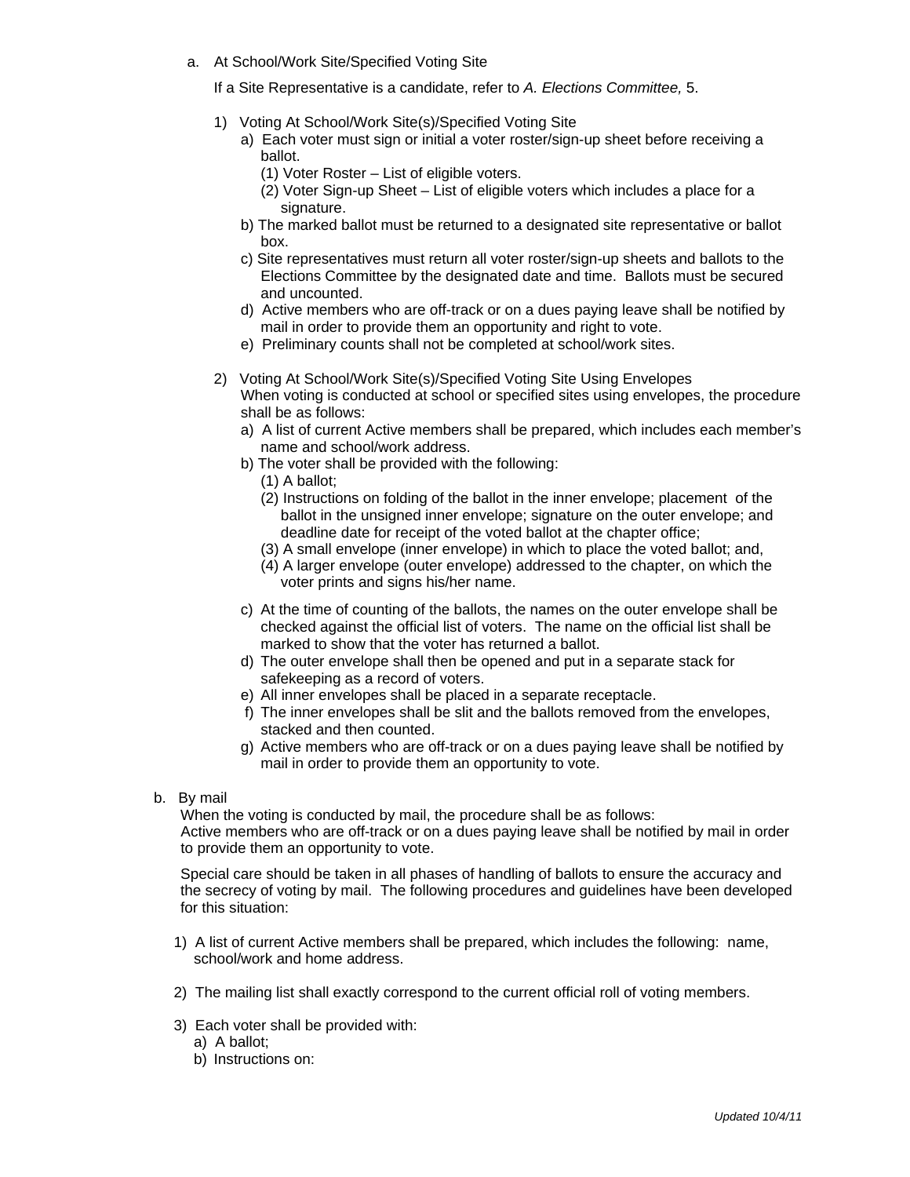a. At School/Work Site/Specified Voting Site

If a Site Representative is a candidate, refer to *A. Elections Committee,* 5.

1) Voting At School/Work Site(s)/Specified Voting Site
   a) Each voter must sign or initial a voter roster/sign-up sheet before receiving a ballot.
      (1) Voter Roster – List of eligible voters.
      (2) Voter Sign-up Sheet – List of eligible voters which includes a place for a signature.
   b) The marked ballot must be returned to a designated site representative or ballot box.
   c) Site representatives must return all voter roster/sign-up sheets and ballots to the Elections Committee by the designated date and time. Ballots must be secured and uncounted.
   d) Active members who are off-track or on a dues paying leave shall be notified by mail in order to provide them an opportunity and right to vote.
   e) Preliminary counts shall not be completed at school/work sites.

2) Voting At School/Work Site(s)/Specified Voting Site Using Envelopes
   When voting is conducted at school or specified sites using envelopes, the procedure shall be as follows:
   a) A list of current Active members shall be prepared, which includes each member's name and school/work address.
   b) The voter shall be provided with the following:
      (1) A ballot;
      (2) Instructions on folding of the ballot in the inner envelope; placement of the ballot in the unsigned inner envelope; signature on the outer envelope; and deadline date for receipt of the voted ballot at the chapter office;
      (3) A small envelope (inner envelope) in which to place the voted ballot; and,
      (4) A larger envelope (outer envelope) addressed to the chapter, on which the voter prints and signs his/her name.
   c) At the time of counting of the ballots, the names on the outer envelope shall be checked against the official list of voters. The name on the official list shall be marked to show that the voter has returned a ballot.
   d) The outer envelope shall then be opened and put in a separate stack for safekeeping as a record of voters.
   e) All inner envelopes shall be placed in a separate receptacle.
   f) The inner envelopes shall be slit and the ballots removed from the envelopes, stacked and then counted.
   g) Active members who are off-track or on a dues paying leave shall be notified by mail in order to provide them an opportunity to vote.

b. By mail

When the voting is conducted by mail, the procedure shall be as follows:
Active members who are off-track or on a dues paying leave shall be notified by mail in order to provide them an opportunity to vote.

Special care should be taken in all phases of handling of ballots to ensure the accuracy and the secrecy of voting by mail. The following procedures and guidelines have been developed for this situation:

1) A list of current Active members shall be prepared, which includes the following: name, school/work and home address.

2) The mailing list shall exactly correspond to the current official roll of voting members.

3) Each voter shall be provided with:
   a) A ballot;
   b) Instructions on: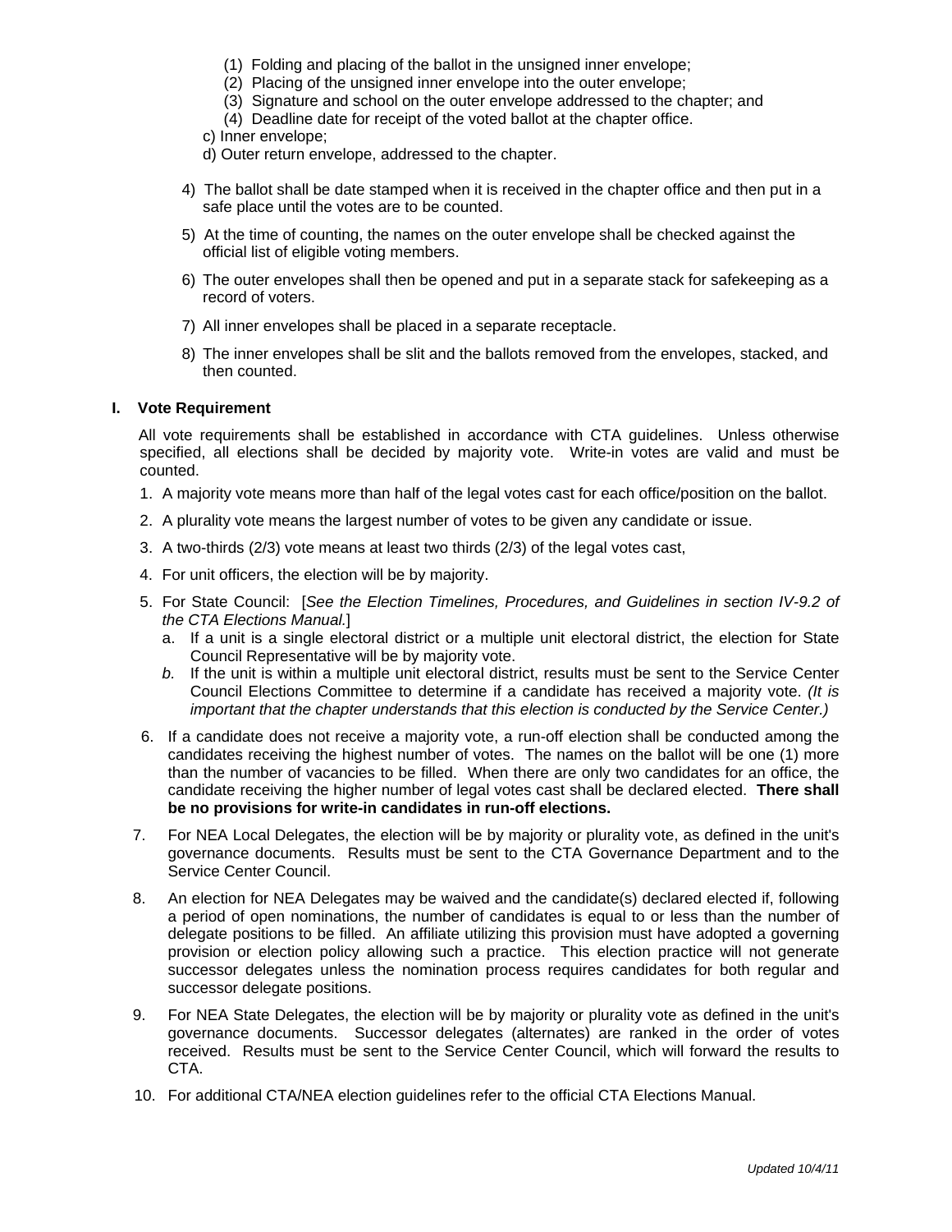(1) Folding and placing of the ballot in the unsigned inner envelope;
(2) Placing of the unsigned inner envelope into the outer envelope;
(3) Signature and school on the outer envelope addressed to the chapter; and
(4) Deadline date for receipt of the voted ballot at the chapter office.

c) Inner envelope;

d) Outer return envelope, addressed to the chapter.

4) The ballot shall be date stamped when it is received in the chapter office and then put in a safe place until the votes are to be counted.

5) At the time of counting, the names on the outer envelope shall be checked against the official list of eligible voting members.

6) The outer envelopes shall then be opened and put in a separate stack for safekeeping as a record of voters.

7) All inner envelopes shall be placed in a separate receptacle.

8) The inner envelopes shall be slit and the ballots removed from the envelopes, stacked, and then counted.

## I. Vote Requirement

All vote requirements shall be established in accordance with CTA guidelines. Unless otherwise specified, all elections shall be decided by majority vote. Write-in votes are valid and must be counted.

1. A majority vote means more than half of the legal votes cast for each office/position on the ballot.
2. A plurality vote means the largest number of votes to be given any candidate or issue.
3. A two-thirds (2/3) vote means at least two thirds (2/3) of the legal votes cast,
4. For unit officers, the election will be by majority.
5. For State Council: [*See the Election Timelines, Procedures, and Guidelines in section IV-9.2 of the CTA Elections Manual.*]
   a. If a unit is a single electoral district or a multiple unit electoral district, the election for State Council Representative will be by majority vote.
   *b.* If the unit is within a multiple unit electoral district, results must be sent to the Service Center Council Elections Committee to determine if a candidate has received a majority vote. *(It is important that the chapter understands that this election is conducted by the Service Center.)*
6. If a candidate does not receive a majority vote, a run-off election shall be conducted among the candidates receiving the highest number of votes. The names on the ballot will be one (1) more than the number of vacancies to be filled. When there are only two candidates for an office, the candidate receiving the higher number of legal votes cast shall be declared elected. **There shall be no provisions for write-in candidates in run-off elections.**
7. For NEA Local Delegates, the election will be by majority or plurality vote, as defined in the unit's governance documents. Results must be sent to the CTA Governance Department and to the Service Center Council.
8. An election for NEA Delegates may be waived and the candidate(s) declared elected if, following a period of open nominations, the number of candidates is equal to or less than the number of delegate positions to be filled. An affiliate utilizing this provision must have adopted a governing provision or election policy allowing such a practice. This election practice will not generate successor delegates unless the nomination process requires candidates for both regular and successor delegate positions.
9. For NEA State Delegates, the election will be by majority or plurality vote as defined in the unit's governance documents. Successor delegates (alternates) are ranked in the order of votes received. Results must be sent to the Service Center Council, which will forward the results to CTA.
10. For additional CTA/NEA election guidelines refer to the official CTA Elections Manual.

*Updated 10/4/11*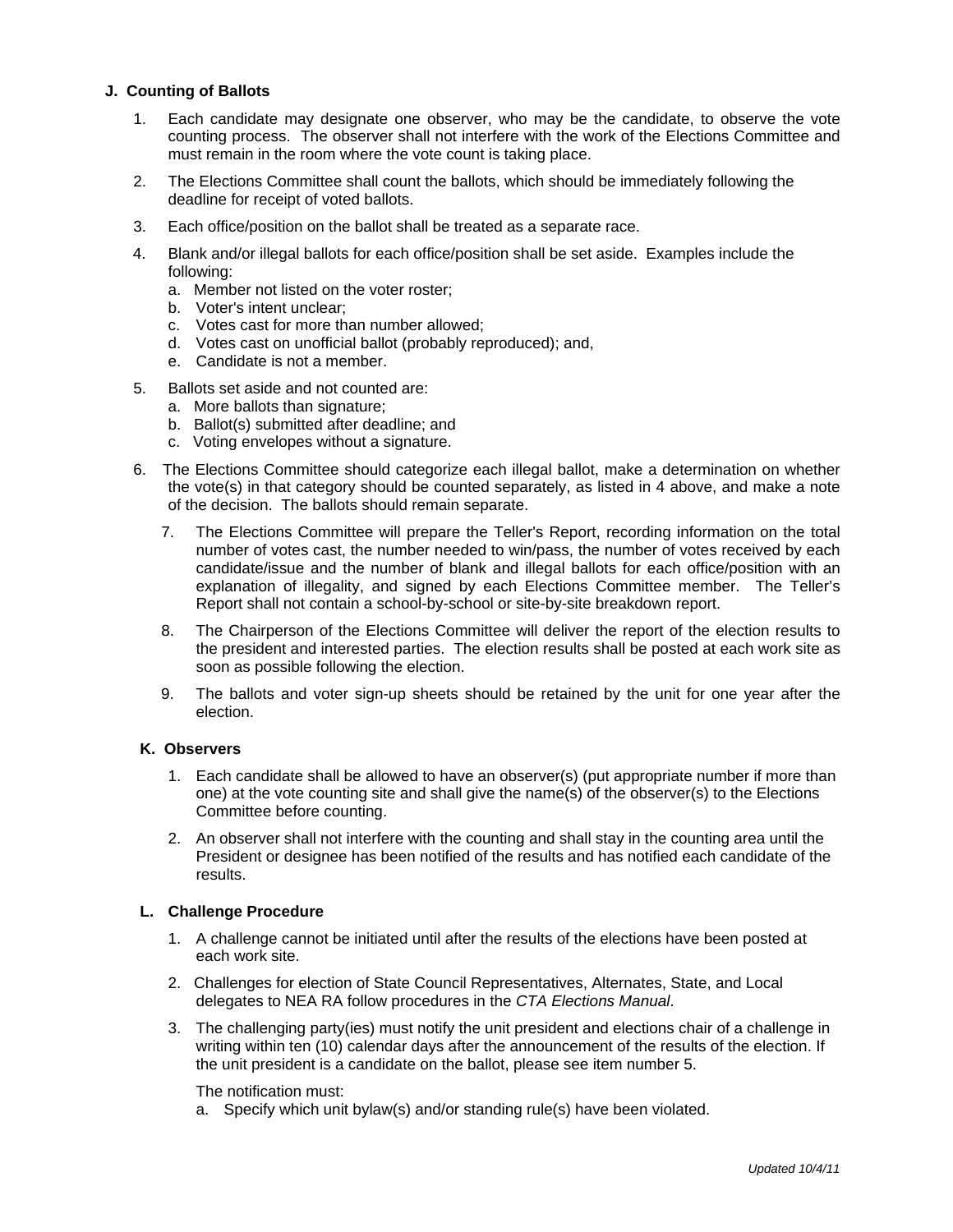### J. Counting of Ballots

1. Each candidate may designate one observer, who may be the candidate, to observe the vote counting process. The observer shall not interfere with the work of the Elections Committee and must remain in the room where the vote count is taking place.
2. The Elections Committee shall count the ballots, which should be immediately following the deadline for receipt of voted ballots.
3. Each office/position on the ballot shall be treated as a separate race.
4. Blank and/or illegal ballots for each office/position shall be set aside. Examples include the following:
   a. Member not listed on the voter roster;
   b. Voter's intent unclear;
   c. Votes cast for more than number allowed;
   d. Votes cast on unofficial ballot (probably reproduced); and,
   e. Candidate is not a member.
5. Ballots set aside and not counted are:
   a. More ballots than signature;
   b. Ballot(s) submitted after deadline; and
   c. Voting envelopes without a signature.
6. The Elections Committee should categorize each illegal ballot, make a determination on whether the vote(s) in that category should be counted separately, as listed in 4 above, and make a note of the decision. The ballots should remain separate.
7. The Elections Committee will prepare the Teller's Report, recording information on the total number of votes cast, the number needed to win/pass, the number of votes received by each candidate/issue and the number of blank and illegal ballots for each office/position with an explanation of illegality, and signed by each Elections Committee member. The Teller's Report shall not contain a school-by-school or site-by-site breakdown report.
8. The Chairperson of the Elections Committee will deliver the report of the election results to the president and interested parties. The election results shall be posted at each work site as soon as possible following the election.
9. The ballots and voter sign-up sheets should be retained by the unit for one year after the election.

### K. Observers

1. Each candidate shall be allowed to have an observer(s) (put appropriate number if more than one) at the vote counting site and shall give the name(s) of the observer(s) to the Elections Committee before counting.
2. An observer shall not interfere with the counting and shall stay in the counting area until the President or designee has been notified of the results and has notified each candidate of the results.

### L. Challenge Procedure

1. A challenge cannot be initiated until after the results of the elections have been posted at each work site.
2. Challenges for election of State Council Representatives, Alternates, State, and Local delegates to NEA RA follow procedures in the *CTA Elections Manual*.
3. The challenging party(ies) must notify the unit president and elections chair of a challenge in writing within ten (10) calendar days after the announcement of the results of the election. If the unit president is a candidate on the ballot, please see item number 5.

   The notification must:
   a. Specify which unit bylaw(s) and/or standing rule(s) have been violated.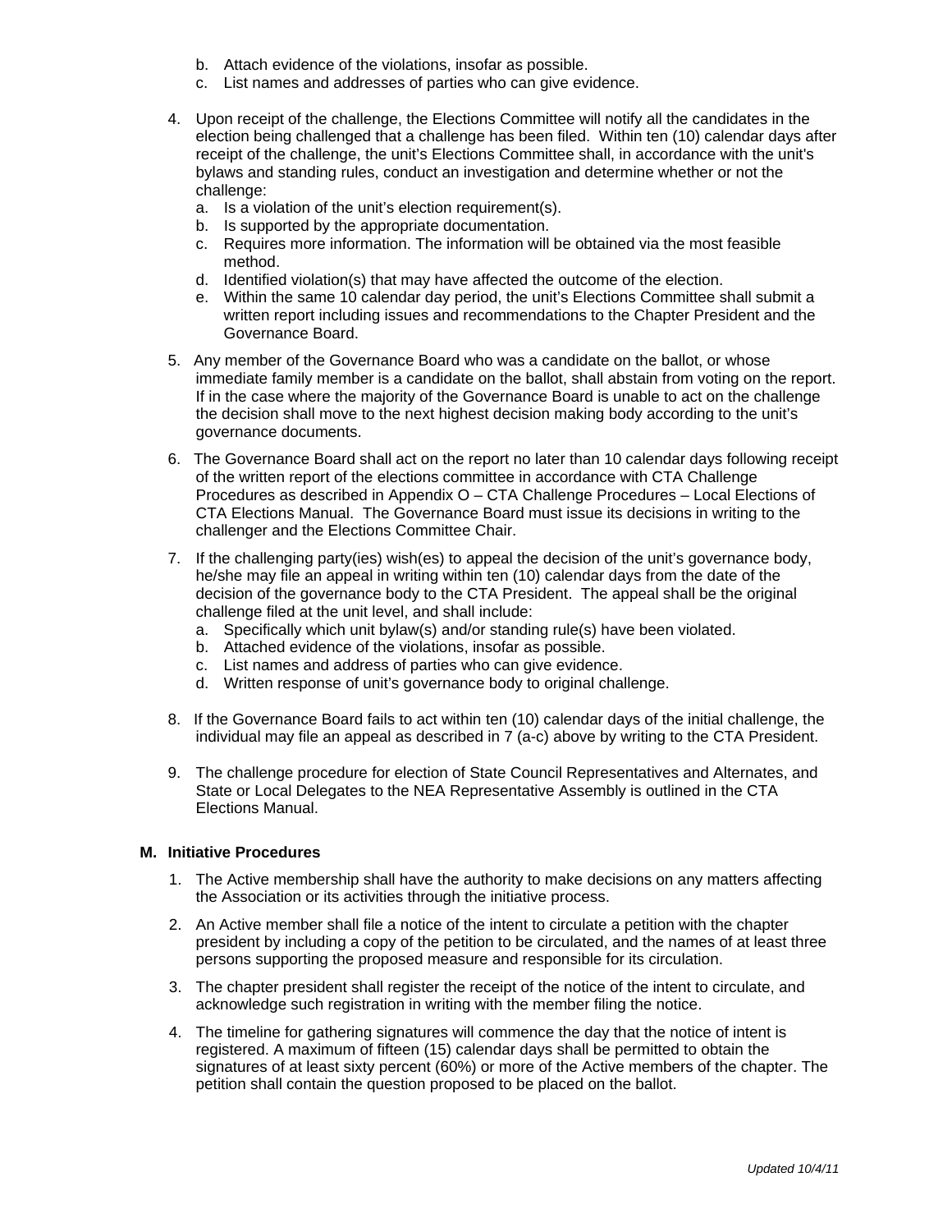b. Attach evidence of the violations, insofar as possible.
c. List names and addresses of parties who can give evidence.

4. Upon receipt of the challenge, the Elections Committee will notify all the candidates in the election being challenged that a challenge has been filed. Within ten (10) calendar days after receipt of the challenge, the unit's Elections Committee shall, in accordance with the unit's bylaws and standing rules, conduct an investigation and determine whether or not the challenge:
   a. Is a violation of the unit's election requirement(s).
   b. Is supported by the appropriate documentation.
   c. Requires more information. The information will be obtained via the most feasible method.
   d. Identified violation(s) that may have affected the outcome of the election.
   e. Within the same 10 calendar day period, the unit's Elections Committee shall submit a written report including issues and recommendations to the Chapter President and the Governance Board.

5. Any member of the Governance Board who was a candidate on the ballot, or whose immediate family member is a candidate on the ballot, shall abstain from voting on the report. If in the case where the majority of the Governance Board is unable to act on the challenge the decision shall move to the next highest decision making body according to the unit's governance documents.

6. The Governance Board shall act on the report no later than 10 calendar days following receipt of the written report of the elections committee in accordance with CTA Challenge Procedures as described in Appendix O – CTA Challenge Procedures – Local Elections of CTA Elections Manual. The Governance Board must issue its decisions in writing to the challenger and the Elections Committee Chair.

7. If the challenging party(ies) wish(es) to appeal the decision of the unit's governance body, he/she may file an appeal in writing within ten (10) calendar days from the date of the decision of the governance body to the CTA President. The appeal shall be the original challenge filed at the unit level, and shall include:
   a. Specifically which unit bylaw(s) and/or standing rule(s) have been violated.
   b. Attached evidence of the violations, insofar as possible.
   c. List names and address of parties who can give evidence.
   d. Written response of unit's governance body to original challenge.

8. If the Governance Board fails to act within ten (10) calendar days of the initial challenge, the individual may file an appeal as described in 7 (a-c) above by writing to the CTA President.

9. The challenge procedure for election of State Council Representatives and Alternates, and State or Local Delegates to the NEA Representative Assembly is outlined in the CTA Elections Manual.

**M. Initiative Procedures**

1. The Active membership shall have the authority to make decisions on any matters affecting the Association or its activities through the initiative process.

2. An Active member shall file a notice of the intent to circulate a petition with the chapter president by including a copy of the petition to be circulated, and the names of at least three persons supporting the proposed measure and responsible for its circulation.

3. The chapter president shall register the receipt of the notice of the intent to circulate, and acknowledge such registration in writing with the member filing the notice.

4. The timeline for gathering signatures will commence the day that the notice of intent is registered. A maximum of fifteen (15) calendar days shall be permitted to obtain the signatures of at least sixty percent (60%) or more of the Active members of the chapter. The petition shall contain the question proposed to be placed on the ballot.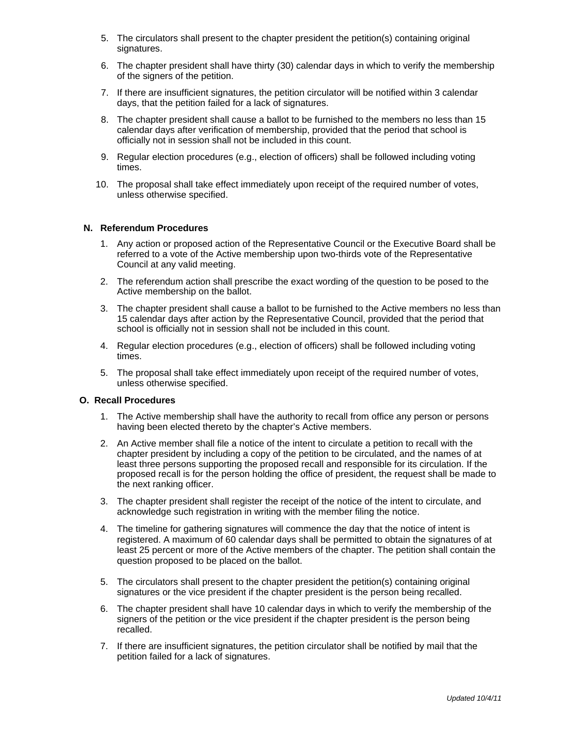5. The circulators shall present to the chapter president the petition(s) containing original signatures.

6. The chapter president shall have thirty (30) calendar days in which to verify the membership of the signers of the petition.

7. If there are insufficient signatures, the petition circulator will be notified within 3 calendar days, that the petition failed for a lack of signatures.

8. The chapter president shall cause a ballot to be furnished to the members no less than 15 calendar days after verification of membership, provided that the period that school is officially not in session shall not be included in this count.

9. Regular election procedures (e.g., election of officers) shall be followed including voting times.

10. The proposal shall take effect immediately upon receipt of the required number of votes, unless otherwise specified.

**N. Referendum Procedures**

1. Any action or proposed action of the Representative Council or the Executive Board shall be referred to a vote of the Active membership upon two-thirds vote of the Representative Council at any valid meeting.

2. The referendum action shall prescribe the exact wording of the question to be posed to the Active membership on the ballot.

3. The chapter president shall cause a ballot to be furnished to the Active members no less than 15 calendar days after action by the Representative Council, provided that the period that school is officially not in session shall not be included in this count.

4. Regular election procedures (e.g., election of officers) shall be followed including voting times.

5. The proposal shall take effect immediately upon receipt of the required number of votes, unless otherwise specified.

**O. Recall Procedures**

1. The Active membership shall have the authority to recall from office any person or persons having been elected thereto by the chapter's Active members.

2. An Active member shall file a notice of the intent to circulate a petition to recall with the chapter president by including a copy of the petition to be circulated, and the names of at least three persons supporting the proposed recall and responsible for its circulation. If the proposed recall is for the person holding the office of president, the request shall be made to the next ranking officer.

3. The chapter president shall register the receipt of the notice of the intent to circulate, and acknowledge such registration in writing with the member filing the notice.

4. The timeline for gathering signatures will commence the day that the notice of intent is registered. A maximum of 60 calendar days shall be permitted to obtain the signatures of at least 25 percent or more of the Active members of the chapter. The petition shall contain the question proposed to be placed on the ballot.

5. The circulators shall present to the chapter president the petition(s) containing original signatures or the vice president if the chapter president is the person being recalled.

6. The chapter president shall have 10 calendar days in which to verify the membership of the signers of the petition or the vice president if the chapter president is the person being recalled.

7. If there are insufficient signatures, the petition circulator shall be notified by mail that the petition failed for a lack of signatures.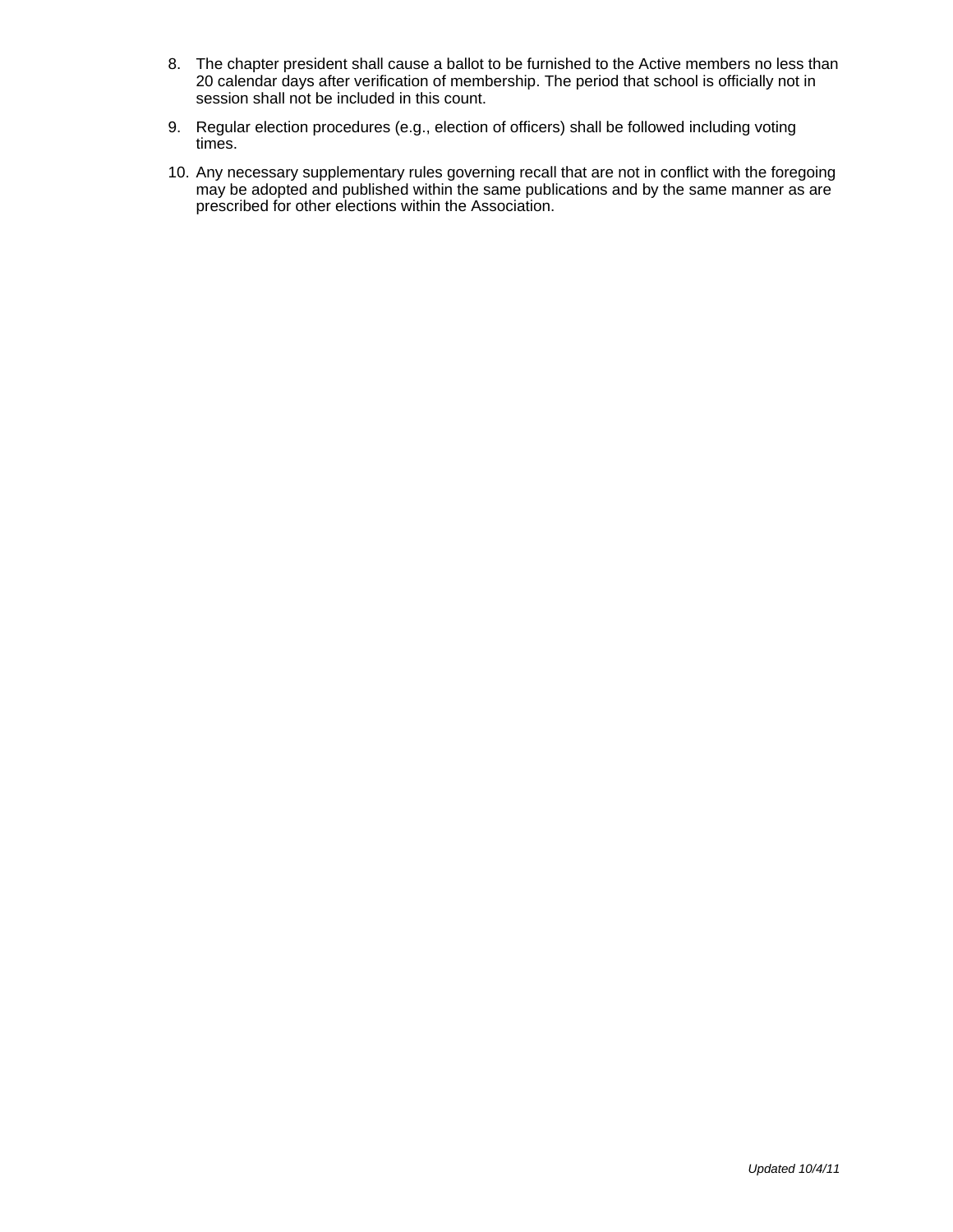8. The chapter president shall cause a ballot to be furnished to the Active members no less than 20 calendar days after verification of membership. The period that school is officially not in session shall not be included in this count.

9. Regular election procedures (e.g., election of officers) shall be followed including voting times.

10. Any necessary supplementary rules governing recall that are not in conflict with the foregoing may be adopted and published within the same publications and by the same manner as are prescribed for other elections within the Association.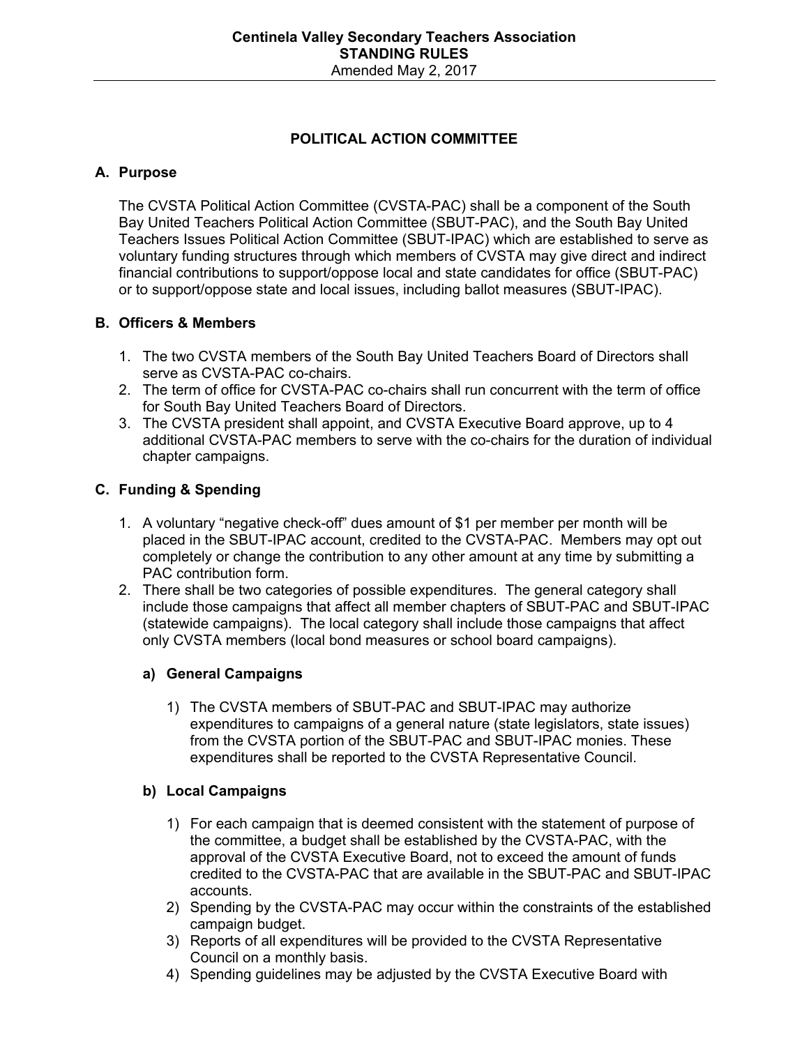## POLITICAL ACTION COMMITTEE

### A. Purpose

The CVSTA Political Action Committee (CVSTA-PAC) shall be a component of the South Bay United Teachers Political Action Committee (SBUT-PAC), and the South Bay United Teachers Issues Political Action Committee (SBUT-IPAC) which are established to serve as voluntary funding structures through which members of CVSTA may give direct and indirect financial contributions to support/oppose local and state candidates for office (SBUT-PAC) or to support/oppose state and local issues, including ballot measures (SBUT-IPAC).

### B. Officers & Members

1. The two CVSTA members of the South Bay United Teachers Board of Directors shall serve as CVSTA-PAC co-chairs.
2. The term of office for CVSTA-PAC co-chairs shall run concurrent with the term of office for South Bay United Teachers Board of Directors.
3. The CVSTA president shall appoint, and CVSTA Executive Board approve, up to 4 additional CVSTA-PAC members to serve with the co-chairs for the duration of individual chapter campaigns.

### C. Funding & Spending

1. A voluntary "negative check-off" dues amount of $1 per member per month will be placed in the SBUT-IPAC account, credited to the CVSTA-PAC. Members may opt out completely or change the contribution to any other amount at any time by submitting a PAC contribution form.
2. There shall be two categories of possible expenditures. The general category shall include those campaigns that affect all member chapters of SBUT-PAC and SBUT-IPAC (statewide campaigns). The local category shall include those campaigns that affect only CVSTA members (local bond measures or school board campaigns).

#### a) General Campaigns

1) The CVSTA members of SBUT-PAC and SBUT-IPAC may authorize expenditures to campaigns of a general nature (state legislators, state issues) from the CVSTA portion of the SBUT-PAC and SBUT-IPAC monies. These expenditures shall be reported to the CVSTA Representative Council.

#### b) Local Campaigns

1) For each campaign that is deemed consistent with the statement of purpose of the committee, a budget shall be established by the CVSTA-PAC, with the approval of the CVSTA Executive Board, not to exceed the amount of funds credited to the CVSTA-PAC that are available in the SBUT-PAC and SBUT-IPAC accounts.
2) Spending by the CVSTA-PAC may occur within the constraints of the established campaign budget.
3) Reports of all expenditures will be provided to the CVSTA Representative Council on a monthly basis.
4) Spending guidelines may be adjusted by the CVSTA Executive Board with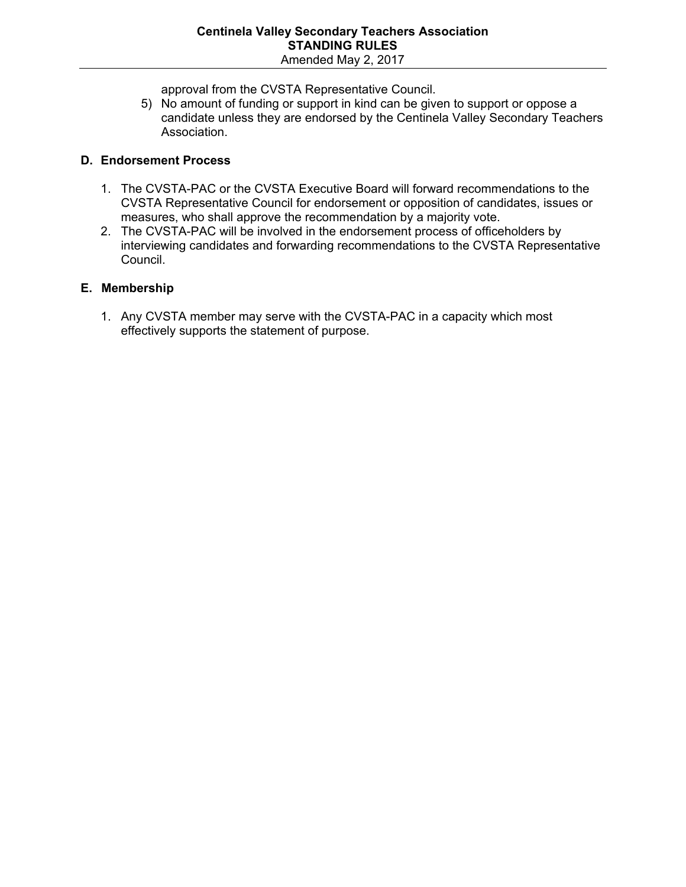approval from the CVSTA Representative Council.

5) No amount of funding or support in kind can be given to support or oppose a candidate unless they are endorsed by the Centinela Valley Secondary Teachers Association.

## D. Endorsement Process

1. The CVSTA-PAC or the CVSTA Executive Board will forward recommendations to the CVSTA Representative Council for endorsement or opposition of candidates, issues or measures, who shall approve the recommendation by a majority vote.
2. The CVSTA-PAC will be involved in the endorsement process of officeholders by interviewing candidates and forwarding recommendations to the CVSTA Representative Council.

## E. Membership

1. Any CVSTA member may serve with the CVSTA-PAC in a capacity which most effectively supports the statement of purpose.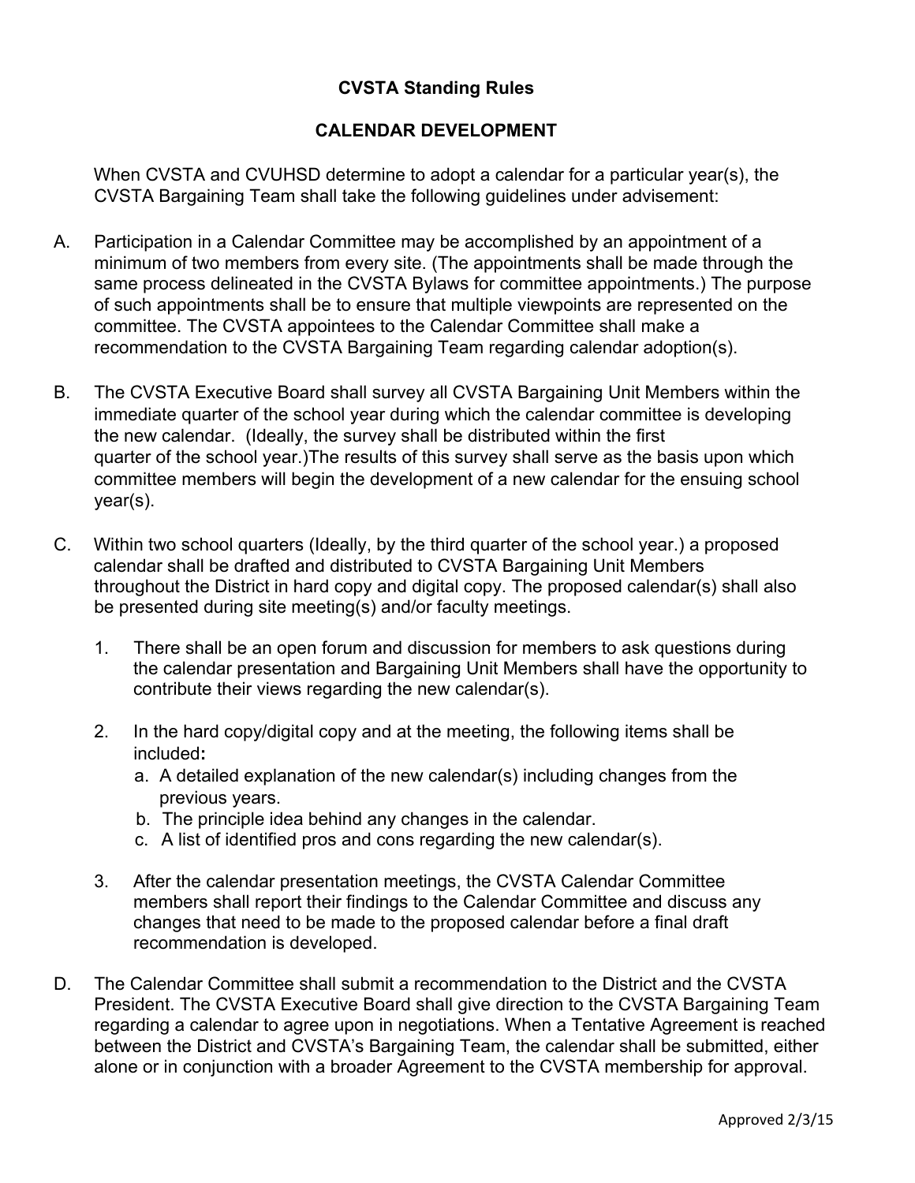# CVSTA Standing Rules

## CALENDAR DEVELOPMENT

When CVSTA and CVUHSD determine to adopt a calendar for a particular year(s), the CVSTA Bargaining Team shall take the following guidelines under advisement:

A. Participation in a Calendar Committee may be accomplished by an appointment of a minimum of two members from every site. (The appointments shall be made through the same process delineated in the CVSTA Bylaws for committee appointments.) The purpose of such appointments shall be to ensure that multiple viewpoints are represented on the committee. The CVSTA appointees to the Calendar Committee shall make a recommendation to the CVSTA Bargaining Team regarding calendar adoption(s).

B. The CVSTA Executive Board shall survey all CVSTA Bargaining Unit Members within the immediate quarter of the school year during which the calendar committee is developing the new calendar. (Ideally, the survey shall be distributed within the first quarter of the school year.)The results of this survey shall serve as the basis upon which committee members will begin the development of a new calendar for the ensuing school year(s).

C. Within two school quarters (Ideally, by the third quarter of the school year.) a proposed calendar shall be drafted and distributed to CVSTA Bargaining Unit Members throughout the District in hard copy and digital copy. The proposed calendar(s) shall also be presented during site meeting(s) and/or faculty meetings.

   1. There shall be an open forum and discussion for members to ask questions during the calendar presentation and Bargaining Unit Members shall have the opportunity to contribute their views regarding the new calendar(s).

   2. In the hard copy/digital copy and at the meeting, the following items shall be included**:**
      a. A detailed explanation of the new calendar(s) including changes from the previous years.
      b. The principle idea behind any changes in the calendar.
      c. A list of identified pros and cons regarding the new calendar(s).

   3. After the calendar presentation meetings, the CVSTA Calendar Committee members shall report their findings to the Calendar Committee and discuss any changes that need to be made to the proposed calendar before a final draft recommendation is developed.

D. The Calendar Committee shall submit a recommendation to the District and the CVSTA President. The CVSTA Executive Board shall give direction to the CVSTA Bargaining Team regarding a calendar to agree upon in negotiations. When a Tentative Agreement is reached between the District and CVSTA's Bargaining Team, the calendar shall be submitted, either alone or in conjunction with a broader Agreement to the CVSTA membership for approval.

Approved 2/3/15